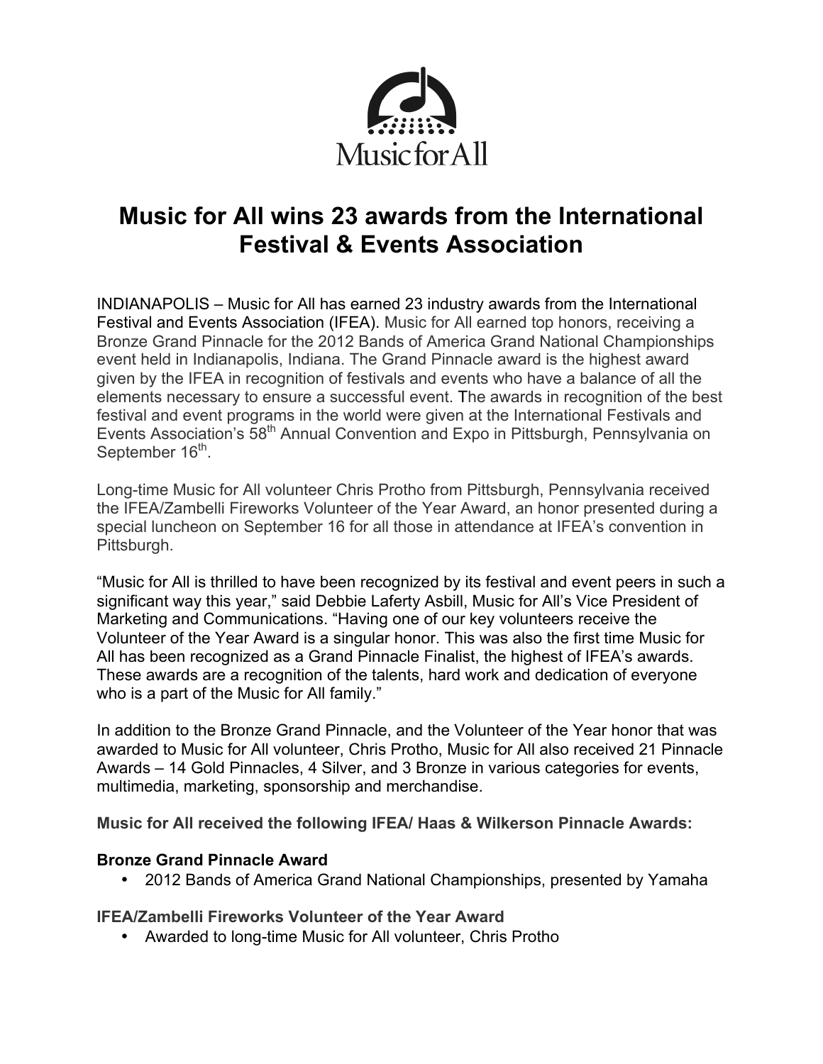Music for All

# Music for All wins 23 awards from the International Festival & Events Association

INDIANAPOLIS – Music for All has earned 23 industry awards from the International Festival and Events Association (IFEA). Music for All earned top honors, receiving a Bronze Grand Pinnacle for the 2012 Bands of America Grand National Championships event held in Indianapolis, Indiana. The Grand Pinnacle award is the highest award given by the IFEA in recognition of festivals and events who have a balance of all the elements necessary to ensure a successful event. The awards in recognition of the best festival and event programs in the world were given at the International Festivals and Events Association's 58th Annual Convention and Expo in Pittsburgh, Pennsylvania on September 16th.

Long-time Music for All volunteer Chris Protho from Pittsburgh, Pennsylvania received the IFEA/Zambelli Fireworks Volunteer of the Year Award, an honor presented during a special luncheon on September 16 for all those in attendance at IFEA's convention in Pittsburgh.

"Music for All is thrilled to have been recognized by its festival and event peers in such a significant way this year," said Debbie Laferty Asbill, Music for All's Vice President of Marketing and Communications. "Having one of our key volunteers receive the Volunteer of the Year Award is a singular honor. This was also the first time Music for All has been recognized as a Grand Pinnacle Finalist, the highest of IFEA's awards. These awards are a recognition of the talents, hard work and dedication of everyone who is a part of the Music for All family."

In addition to the Bronze Grand Pinnacle, and the Volunteer of the Year honor that was awarded to Music for All volunteer, Chris Protho, Music for All also received 21 Pinnacle Awards – 14 Gold Pinnacles, 4 Silver, and 3 Bronze in various categories for events, multimedia, marketing, sponsorship and merchandise.

**Music for All received the following IFEA/ Haas & Wilkerson Pinnacle Awards:**

**Bronze Grand Pinnacle Award**

- 2012 Bands of America Grand National Championships, presented by Yamaha

**IFEA/Zambelli Fireworks Volunteer of the Year Award**

- Awarded to long-time Music for All volunteer, Chris Protho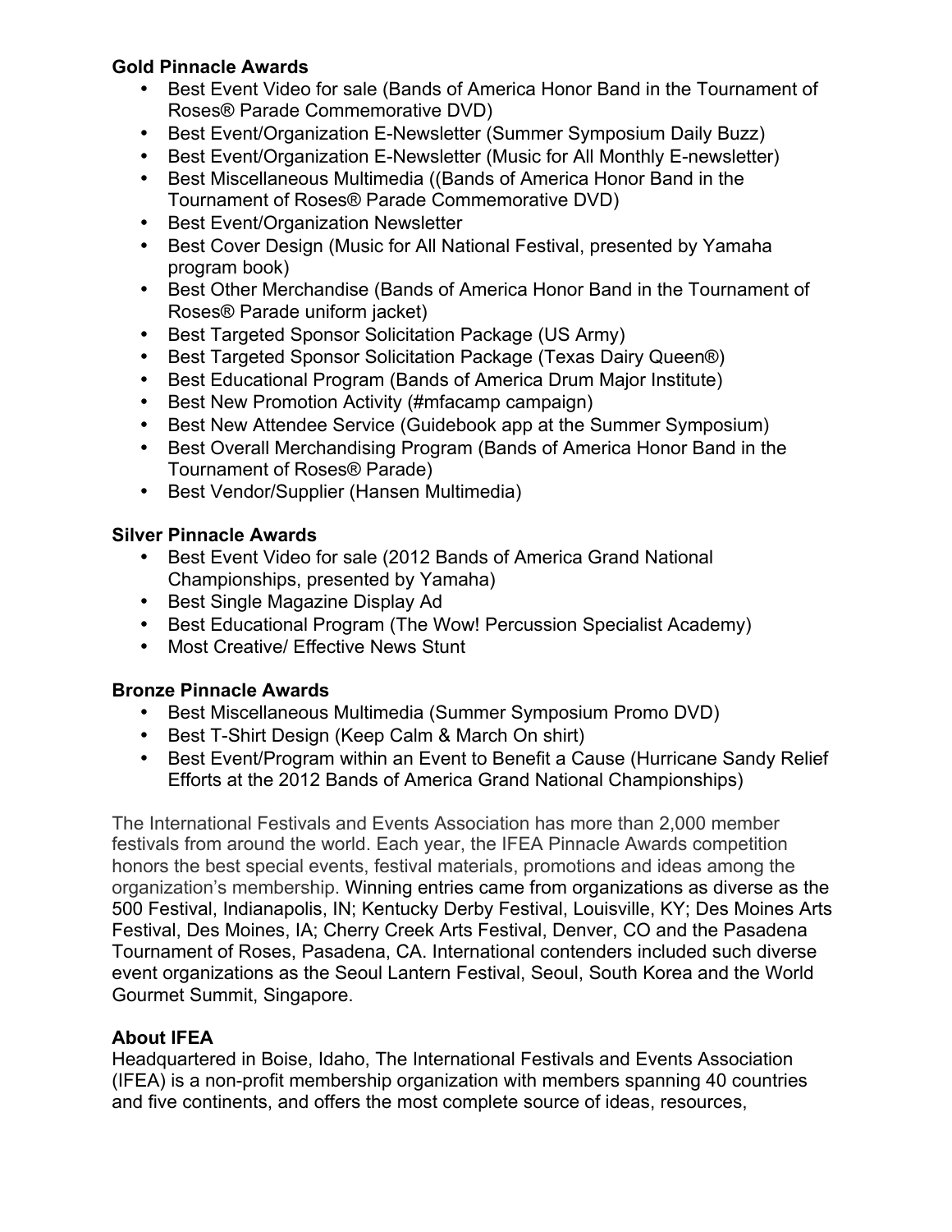**Gold Pinnacle Awards**

- Best Event Video for sale (Bands of America Honor Band in the Tournament of Roses® Parade Commemorative DVD)
- Best Event/Organization E-Newsletter (Summer Symposium Daily Buzz)
- Best Event/Organization E-Newsletter (Music for All Monthly E-newsletter)
- Best Miscellaneous Multimedia ((Bands of America Honor Band in the Tournament of Roses® Parade Commemorative DVD)
- Best Event/Organization Newsletter
- Best Cover Design (Music for All National Festival, presented by Yamaha program book)
- Best Other Merchandise (Bands of America Honor Band in the Tournament of Roses® Parade uniform jacket)
- Best Targeted Sponsor Solicitation Package (US Army)
- Best Targeted Sponsor Solicitation Package (Texas Dairy Queen®)
- Best Educational Program (Bands of America Drum Major Institute)
- Best New Promotion Activity (#mfacamp campaign)
- Best New Attendee Service (Guidebook app at the Summer Symposium)
- Best Overall Merchandising Program (Bands of America Honor Band in the Tournament of Roses® Parade)
- Best Vendor/Supplier (Hansen Multimedia)

**Silver Pinnacle Awards**

- Best Event Video for sale (2012 Bands of America Grand National Championships, presented by Yamaha)
- Best Single Magazine Display Ad
- Best Educational Program (The Wow! Percussion Specialist Academy)
- Most Creative/ Effective News Stunt

**Bronze Pinnacle Awards**

- Best Miscellaneous Multimedia (Summer Symposium Promo DVD)
- Best T-Shirt Design (Keep Calm & March On shirt)
- Best Event/Program within an Event to Benefit a Cause (Hurricane Sandy Relief Efforts at the 2012 Bands of America Grand National Championships)

The International Festivals and Events Association has more than 2,000 member festivals from around the world. Each year, the IFEA Pinnacle Awards competition honors the best special events, festival materials, promotions and ideas among the organization's membership. Winning entries came from organizations as diverse as the 500 Festival, Indianapolis, IN; Kentucky Derby Festival, Louisville, KY; Des Moines Arts Festival, Des Moines, IA; Cherry Creek Arts Festival, Denver, CO and the Pasadena Tournament of Roses, Pasadena, CA. International contenders included such diverse event organizations as the Seoul Lantern Festival, Seoul, South Korea and the World Gourmet Summit, Singapore.

**About IFEA**

Headquartered in Boise, Idaho, The International Festivals and Events Association (IFEA) is a non-profit membership organization with members spanning 40 countries and five continents, and offers the most complete source of ideas, resources,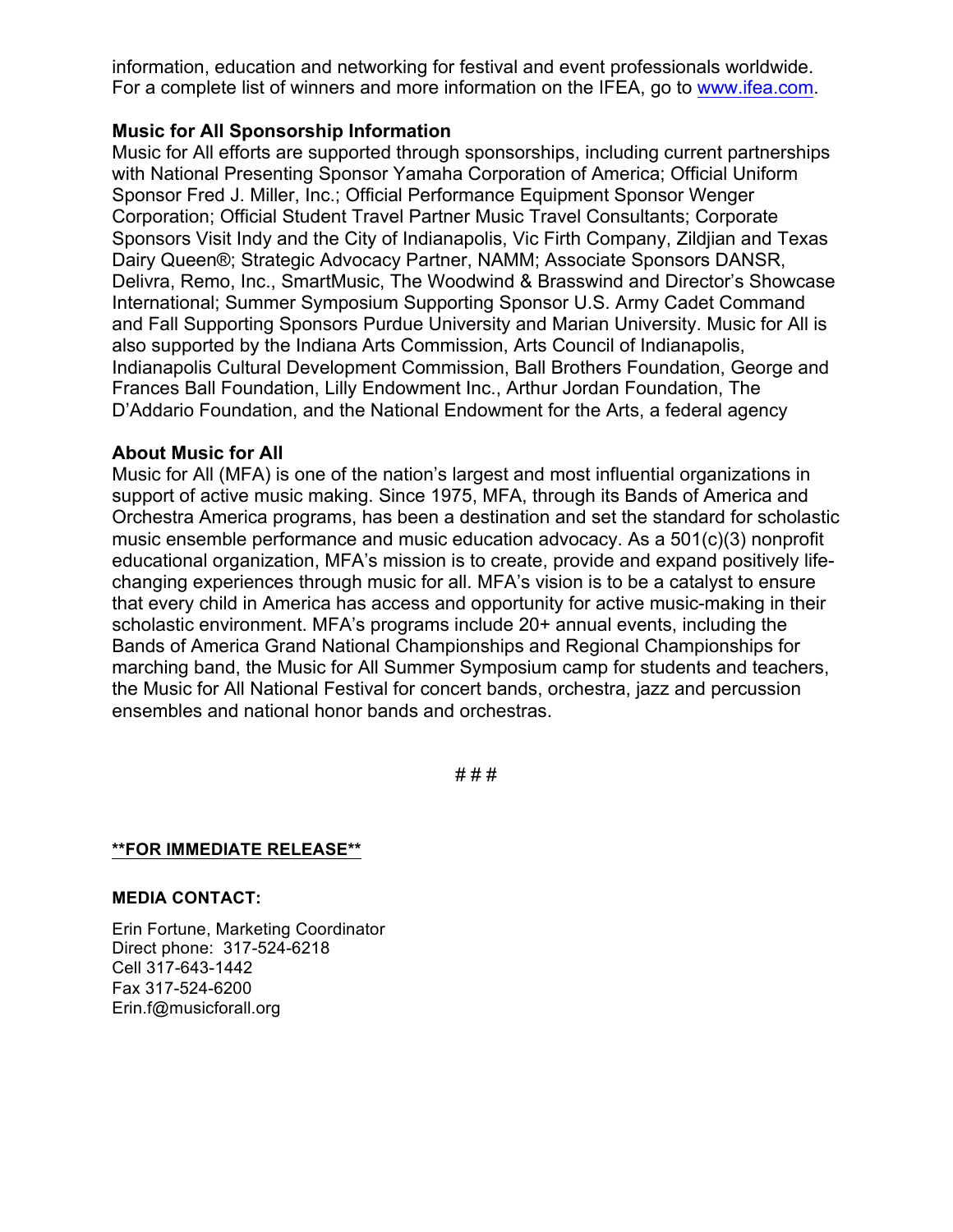information, education and networking for festival and event professionals worldwide. For a complete list of winners and more information on the IFEA, go to [www.ifea.com](http://www.ifea.com).

**Music for All Sponsorship Information**

Music for All efforts are supported through sponsorships, including current partnerships with National Presenting Sponsor Yamaha Corporation of America; Official Uniform Sponsor Fred J. Miller, Inc.; Official Performance Equipment Sponsor Wenger Corporation; Official Student Travel Partner Music Travel Consultants; Corporate Sponsors Visit Indy and the City of Indianapolis, Vic Firth Company, Zildjian and Texas Dairy Queen®; Strategic Advocacy Partner, NAMM; Associate Sponsors DANSR, Delivra, Remo, Inc., SmartMusic, The Woodwind & Brasswind and Director's Showcase International; Summer Symposium Supporting Sponsor U.S. Army Cadet Command and Fall Supporting Sponsors Purdue University and Marian University. Music for All is also supported by the Indiana Arts Commission, Arts Council of Indianapolis, Indianapolis Cultural Development Commission, Ball Brothers Foundation, George and Frances Ball Foundation, Lilly Endowment Inc., Arthur Jordan Foundation, The D'Addario Foundation, and the National Endowment for the Arts, a federal agency

**About Music for All**

Music for All (MFA) is one of the nation's largest and most influential organizations in support of active music making. Since 1975, MFA, through its Bands of America and Orchestra America programs, has been a destination and set the standard for scholastic music ensemble performance and music education advocacy. As a 501(c)(3) nonprofit educational organization, MFA's mission is to create, provide and expand positively life-changing experiences through music for all. MFA's vision is to be a catalyst to ensure that every child in America has access and opportunity for active music-making in their scholastic environment. MFA's programs include 20+ annual events, including the Bands of America Grand National Championships and Regional Championships for marching band, the Music for All Summer Symposium camp for students and teachers, the Music for All National Festival for concert bands, orchestra, jazz and percussion ensembles and national honor bands and orchestras.

# # #

**<u>**FOR IMMEDIATE RELEASE**</u>**

**MEDIA CONTACT:**

Erin Fortune, Marketing Coordinator
Direct phone: 317-524-6218
Cell 317-643-1442
Fax 317-524-6200
Erin.f@musicforall.org